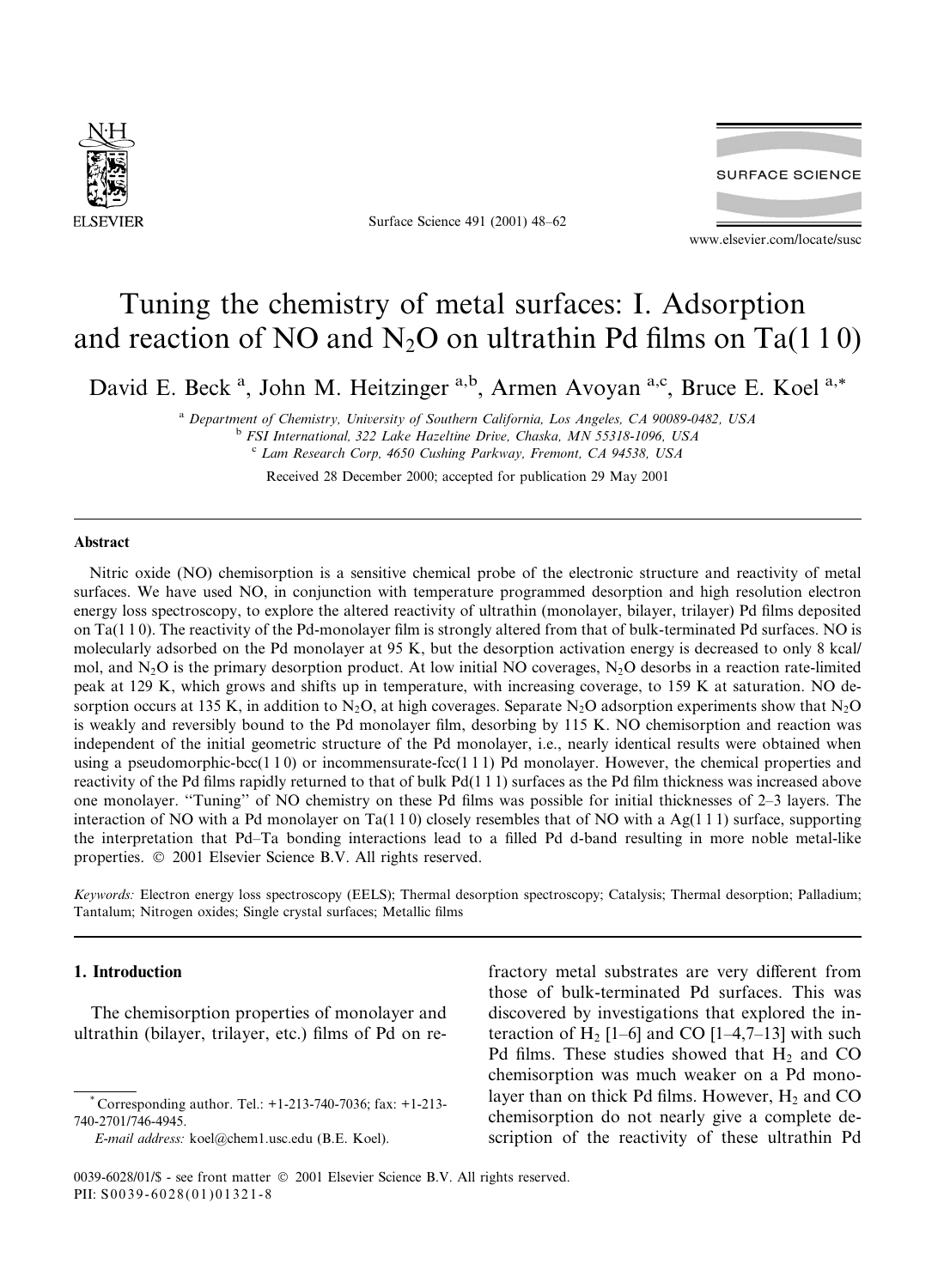# Tuning the chemistry of metal surfaces: I. Adsorption and reaction of NO and $N_2O$ on ultrathin Pd films on Ta(1 1 0)

David E. Beck [a], John M. Heitzinger [a,b], Armen Avoyan [a,c], Bruce E. Koel [a,*]

[a] Department of Chemistry, University of Southern California, Los Angeles, CA 90089-0482, USA
[b] FSI International, 322 Lake Hazeltine Drive, Chaska, MN 55318-1096, USA
[c] Lam Research Corp, 4650 Cushing Parkway, Fremont, CA 94538, USA

Received 28 December 2000; accepted for publication 29 May 2001

## Abstract

Nitric oxide (NO) chemisorption is a sensitive chemical probe of the electronic structure and reactivity of metal surfaces. We have used NO, in conjunction with temperature programmed desorption and high resolution electron energy loss spectroscopy, to explore the altered reactivity of ultrathin (monolayer, bilayer, trilayer) Pd films deposited on Ta(1 1 0). The reactivity of the Pd-monolayer film is strongly altered from that of bulk-terminated Pd surfaces. NO is molecularly adsorbed on the Pd monolayer at 95 K, but the desorption activation energy is decreased to only 8 kcal/mol, and $N_2O$ is the primary desorption product. At low initial NO coverages, $N_2O$ desorbs in a reaction rate-limited peak at 129 K, which grows and shifts up in temperature, with increasing coverage, to 159 K at saturation. NO desorption occurs at 135 K, in addition to $N_2O$, at high coverages. Separate $N_2O$ adsorption experiments show that $N_2O$ is weakly and reversibly bound to the Pd monolayer film, desorbing by 115 K. NO chemisorption and reaction was independent of the initial geometric structure of the Pd monolayer, i.e., nearly identical results were obtained when using a pseudomorphic-bcc(1 1 0) or incommensurate-fcc(1 1 1) Pd monolayer. However, the chemical properties and reactivity of the Pd films rapidly returned to that of bulk Pd(1 1 1) surfaces as the Pd film thickness was increased above one monolayer. "Tuning" of NO chemistry on these Pd films was possible for initial thicknesses of 2–3 layers. The interaction of NO with a Pd monolayer on Ta(1 1 0) closely resembles that of NO with a Ag(1 1 1) surface, supporting the interpretation that Pd–Ta bonding interactions lead to a filled Pd d-band resulting in more noble metal-like properties. © 2001 Elsevier Science B.V. All rights reserved.

*Keywords:* Electron energy loss spectroscopy (EELS); Thermal desorption spectroscopy; Catalysis; Thermal desorption; Palladium; Tantalum; Nitrogen oxides; Single crystal surfaces; Metallic films

## 1. Introduction

The chemisorption properties of monolayer and ultrathin (bilayer, trilayer, etc.) films of Pd on refractory metal substrates are very different from those of bulk-terminated Pd surfaces. This was discovered by investigations that explored the interaction of $H_2$ [1–6] and CO [1–4,7–13] with such Pd films. These studies showed that $H_2$ and CO chemisorption was much weaker on a Pd monolayer than on thick Pd films. However, $H_2$ and CO chemisorption do not nearly give a complete description of the reactivity of these ultrathin Pd

---

* Corresponding author. Tel.: +1-213-740-7036; fax: +1-213-740-2701/746-4945.
*E-mail address:* koel@chem1.usc.edu (B.E. Koel).

0039-6028/01/$ - see front matter © 2001 Elsevier Science B.V. All rights reserved.
PII: S0039-6028(01)01321-8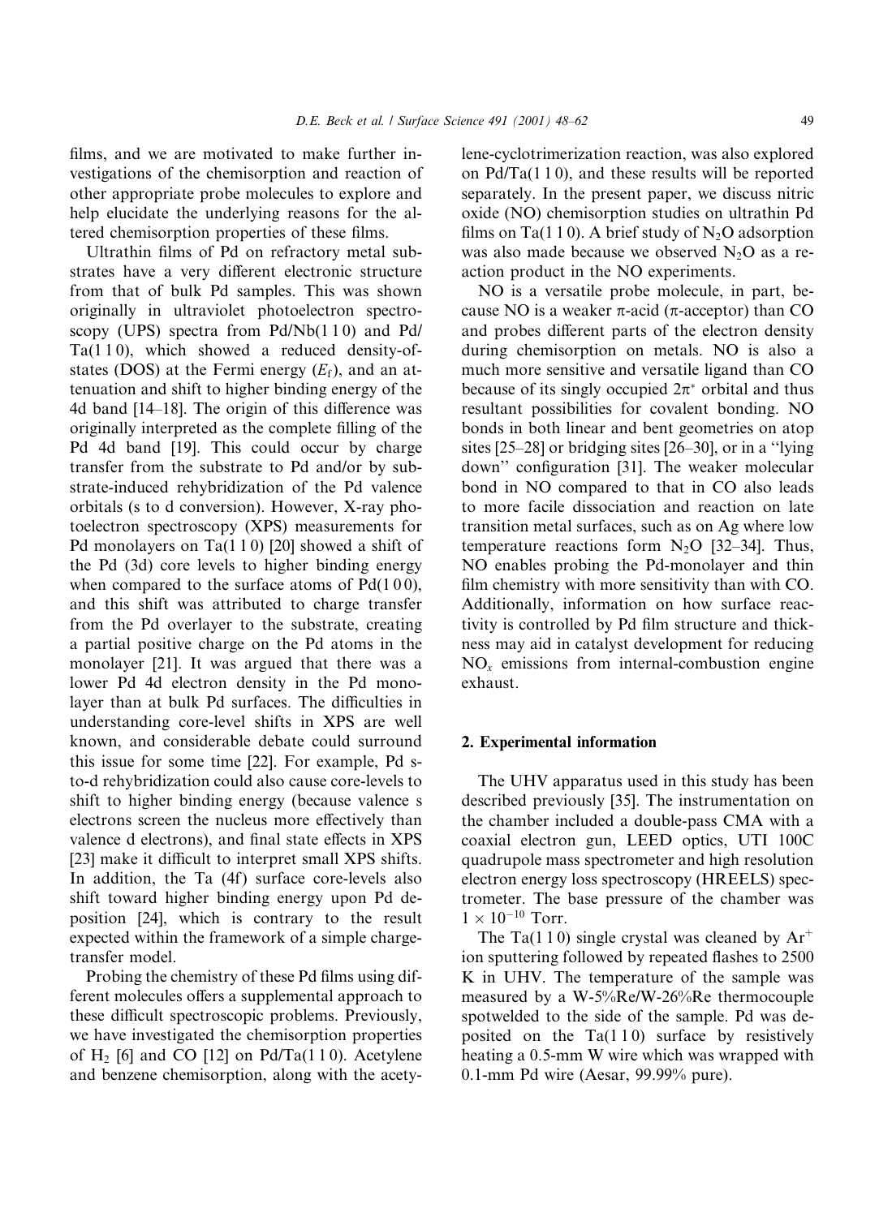films, and we are motivated to make further investigations of the chemisorption and reaction of other appropriate probe molecules to explore and help elucidate the underlying reasons for the altered chemisorption properties of these films.

Ultrathin films of Pd on refractory metal substrates have a very different electronic structure from that of bulk Pd samples. This was shown originally in ultraviolet photoelectron spectroscopy (UPS) spectra from Pd/Nb(1 1 0) and Pd/Ta(1 1 0), which showed a reduced density-of-states (DOS) at the Fermi energy ($E_f$), and an attenuation and shift to higher binding energy of the 4d band [14–18]. The origin of this difference was originally interpreted as the complete filling of the Pd 4d band [19]. This could occur by charge transfer from the substrate to Pd and/or by substrate-induced rehybridization of the Pd valence orbitals (s to d conversion). However, X-ray photoelectron spectroscopy (XPS) measurements for Pd monolayers on Ta(1 1 0) [20] showed a shift of the Pd (3d) core levels to higher binding energy when compared to the surface atoms of Pd(1 0 0), and this shift was attributed to charge transfer from the Pd overlayer to the substrate, creating a partial positive charge on the Pd atoms in the monolayer [21]. It was argued that there was a lower Pd 4d electron density in the Pd monolayer than at bulk Pd surfaces. The difficulties in understanding core-level shifts in XPS are well known, and considerable debate could surround this issue for some time [22]. For example, Pd s-to-d rehybridization could also cause core-levels to shift to higher binding energy (because valence s electrons screen the nucleus more effectively than valence d electrons), and final state effects in XPS [23] make it difficult to interpret small XPS shifts. In addition, the Ta (4f) surface core-levels also shift toward higher binding energy upon Pd deposition [24], which is contrary to the result expected within the framework of a simple charge-transfer model.

Probing the chemistry of these Pd films using different molecules offers a supplemental approach to these difficult spectroscopic problems. Previously, we have investigated the chemisorption properties of $H_2$ [6] and CO [12] on Pd/Ta(1 1 0). Acetylene and benzene chemisorption, along with the acetylene-cyclotrimerization reaction, was also explored on Pd/Ta(1 1 0), and these results will be reported separately. In the present paper, we discuss nitric oxide (NO) chemisorption studies on ultrathin Pd films on Ta(1 1 0). A brief study of $N_2O$ adsorption was also made because we observed $N_2O$ as a reaction product in the NO experiments.

NO is a versatile probe molecule, in part, because NO is a weaker π-acid (π-acceptor) than CO and probes different parts of the electron density during chemisorption on metals. NO is also a much more sensitive and versatile ligand than CO because of its singly occupied $2\pi^*$ orbital and thus resultant possibilities for covalent bonding. NO bonds in both linear and bent geometries on atop sites [25–28] or bridging sites [26–30], or in a "lying down" configuration [31]. The weaker molecular bond in NO compared to that in CO also leads to more facile dissociation and reaction on late transition metal surfaces, such as on Ag where low temperature reactions form $N_2O$ [32–34]. Thus, NO enables probing the Pd-monolayer and thin film chemistry with more sensitivity than with CO. Additionally, information on how surface reactivity is controlled by Pd film structure and thickness may aid in catalyst development for reducing $NO_x$ emissions from internal-combustion engine exhaust.

## 2. Experimental information

The UHV apparatus used in this study has been described previously [35]. The instrumentation on the chamber included a double-pass CMA with a coaxial electron gun, LEED optics, UTI 100C quadrupole mass spectrometer and high resolution electron energy loss spectroscopy (HREELS) spectrometer. The base pressure of the chamber was $1 \times 10^{-10}$ Torr.

The Ta(1 1 0) single crystal was cleaned by $Ar^+$ ion sputtering followed by repeated flashes to 2500 K in UHV. The temperature of the sample was measured by a W-5%Re/W-26%Re thermocouple spotwelded to the side of the sample. Pd was deposited on the Ta(1 1 0) surface by resistively heating a 0.5-mm W wire which was wrapped with 0.1-mm Pd wire (Aesar, 99.99% pure).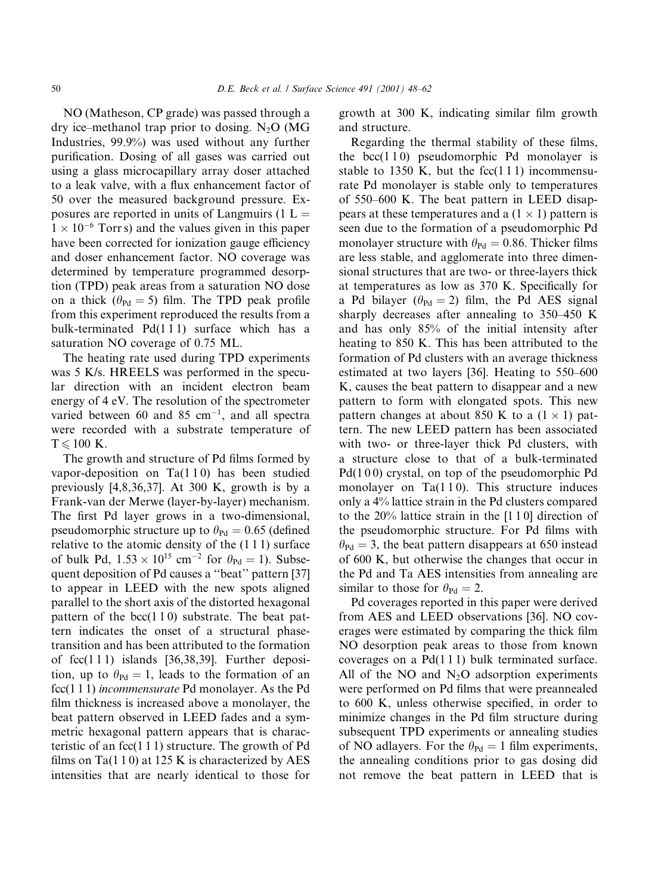NO (Matheson, CP grade) was passed through a dry ice–methanol trap prior to dosing. $N_2O$ (MG Industries, 99.9%) was used without any further purification. Dosing of all gases was carried out using a glass microcapillary array doser attached to a leak valve, with a flux enhancement factor of 50 over the measured background pressure. Exposures are reported in units of Langmuirs (1 L = $1 \times 10^{-6}$ Torr s) and the values given in this paper have been corrected for ionization gauge efficiency and doser enhancement factor. NO coverage was determined by temperature programmed desorption (TPD) peak areas from a saturation NO dose on a thick ($\theta_{Pd} = 5$) film. The TPD peak profile from this experiment reproduced the results from a bulk-terminated Pd(1 1 1) surface which has a saturation NO coverage of 0.75 ML.

The heating rate used during TPD experiments was 5 K/s. HREELS was performed in the specular direction with an incident electron beam energy of 4 eV. The resolution of the spectrometer varied between 60 and 85 $cm^{-1}$, and all spectra were recorded with a substrate temperature of $T \leqslant 100$ K.

The growth and structure of Pd films formed by vapor-deposition on Ta(1 1 0) has been studied previously [4,8,36,37]. At 300 K, growth is by a Frank-van der Merwe (layer-by-layer) mechanism. The first Pd layer grows in a two-dimensional, pseudomorphic structure up to $\theta_{Pd} = 0.65$ (defined relative to the atomic density of the (1 1 1) surface of bulk Pd, $1.53 \times 10^{15}$ $cm^{-2}$ for $\theta_{Pd} = 1$). Subsequent deposition of Pd causes a "beat" pattern [37] to appear in LEED with the new spots aligned parallel to the short axis of the distorted hexagonal pattern of the bcc(1 1 0) substrate. The beat pattern indicates the onset of a structural phase-transition and has been attributed to the formation of fcc(1 1 1) islands [36,38,39]. Further deposition, up to $\theta_{Pd} = 1$, leads to the formation of an fcc(1 1 1) *incommensurate* Pd monolayer. As the Pd film thickness is increased above a monolayer, the beat pattern observed in LEED fades and a symmetric hexagonal pattern appears that is characteristic of an fcc(1 1 1) structure. The growth of Pd films on Ta(1 1 0) at 125 K is characterized by AES intensities that are nearly identical to those for growth at 300 K, indicating similar film growth and structure.

Regarding the thermal stability of these films, the bcc(1 1 0) pseudomorphic Pd monolayer is stable to 1350 K, but the fcc(1 1 1) incommensurate Pd monolayer is stable only to temperatures of 550–600 K. The beat pattern in LEED disappears at these temperatures and a $(1 \times 1)$ pattern is seen due to the formation of a pseudomorphic Pd monolayer structure with $\theta_{Pd} = 0.86$. Thicker films are less stable, and agglomerate into three dimensional structures that are two- or three-layers thick at temperatures as low as 370 K. Specifically for a Pd bilayer ($\theta_{Pd} = 2$) film, the Pd AES signal sharply decreases after annealing to 350–450 K and has only 85% of the initial intensity after heating to 850 K. This has been attributed to the formation of Pd clusters with an average thickness estimated at two layers [36]. Heating to 550–600 K, causes the beat pattern to disappear and a new pattern to form with elongated spots. This new pattern changes at about 850 K to a $(1 \times 1)$ pattern. The new LEED pattern has been associated with two- or three-layer thick Pd clusters, with a structure close to that of a bulk-terminated Pd(1 0 0) crystal, on top of the pseudomorphic Pd monolayer on Ta(1 1 0). This structure induces only a 4% lattice strain in the Pd clusters compared to the 20% lattice strain in the [1 1 0] direction of the pseudomorphic structure. For Pd films with $\theta_{Pd} = 3$, the beat pattern disappears at 650 instead of 600 K, but otherwise the changes that occur in the Pd and Ta AES intensities from annealing are similar to those for $\theta_{Pd} = 2$.

Pd coverages reported in this paper were derived from AES and LEED observations [36]. NO coverages were estimated by comparing the thick film NO desorption peak areas to those from known coverages on a Pd(1 1 1) bulk terminated surface. All of the NO and $N_2O$ adsorption experiments were performed on Pd films that were preannealed to 600 K, unless otherwise specified, in order to minimize changes in the Pd film structure during subsequent TPD experiments or annealing studies of NO adlayers. For the $\theta_{Pd} = 1$ film experiments, the annealing conditions prior to gas dosing did not remove the beat pattern in LEED that is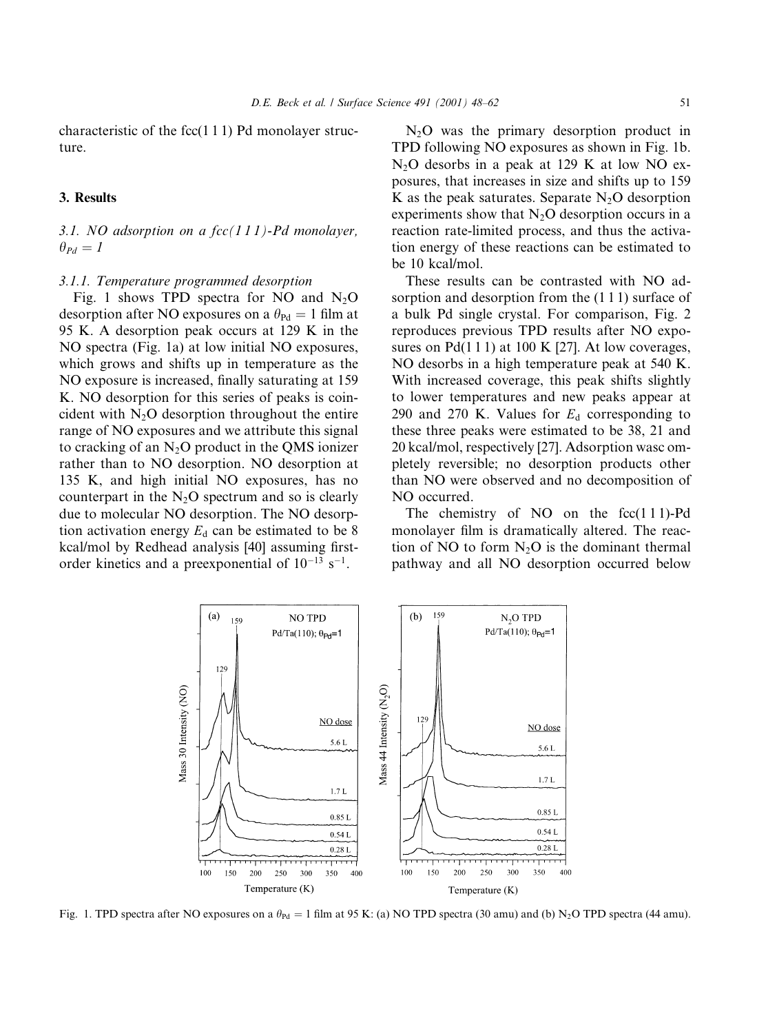characteristic of the fcc(1 1 1) Pd monolayer structure.

## 3. Results

### 3.1. NO adsorption on a fcc(1 1 1)-Pd monolayer, $\theta_{Pd} = 1$

#### 3.1.1. Temperature programmed desorption

Fig. 1 shows TPD spectra for NO and $N_2O$ desorption after NO exposures on a $\theta_{Pd} = 1$ film at 95 K. A desorption peak occurs at 129 K in the NO spectra (Fig. 1a) at low initial NO exposures, which grows and shifts up in temperature as the NO exposure is increased, finally saturating at 159 K. NO desorption for this series of peaks is coincident with $N_2O$ desorption throughout the entire range of NO exposures and we attribute this signal to cracking of an $N_2O$ product in the QMS ionizer rather than to NO desorption. NO desorption at 135 K, and high initial NO exposures, has no counterpart in the $N_2O$ spectrum and so is clearly due to molecular NO desorption. The NO desorption activation energy $E_d$ can be estimated to be 8 kcal/mol by Redhead analysis [40] assuming first-order kinetics and a preexponential of $10^{-13}$ s$^{-1}$.

$N_2O$ was the primary desorption product in TPD following NO exposures as shown in Fig. 1b. $N_2O$ desorbs in a peak at 129 K at low NO exposures, that increases in size and shifts up to 159 K as the peak saturates. Separate $N_2O$ desorption experiments show that $N_2O$ desorption occurs in a reaction rate-limited process, and thus the activation energy of these reactions can be estimated to be 10 kcal/mol.

These results can be contrasted with NO adsorption and desorption from the (1 1 1) surface of a bulk Pd single crystal. For comparison, Fig. 2 reproduces previous TPD results after NO exposures on Pd(1 1 1) at 100 K [27]. At low coverages, NO desorbs in a high temperature peak at 540 K. With increased coverage, this peak shifts slightly to lower temperatures and new peaks appear at 290 and 270 K. Values for $E_d$ corresponding to these three peaks were estimated to be 38, 21 and 20 kcal/mol, respectively [27]. Adsorption wasc ompletely reversible; no desorption products other than NO were observed and no decomposition of NO occurred.

The chemistry of NO on the fcc(1 1 1)-Pd monolayer film is dramatically altered. The reaction of NO to form $N_2O$ is the dominant thermal pathway and all NO desorption occurred below

Fig. 1. TPD spectra after NO exposures on a $\theta_{Pd} = 1$ film at 95 K: (a) NO TPD spectra (30 amu) and (b) $N_2O$ TPD spectra (44 amu).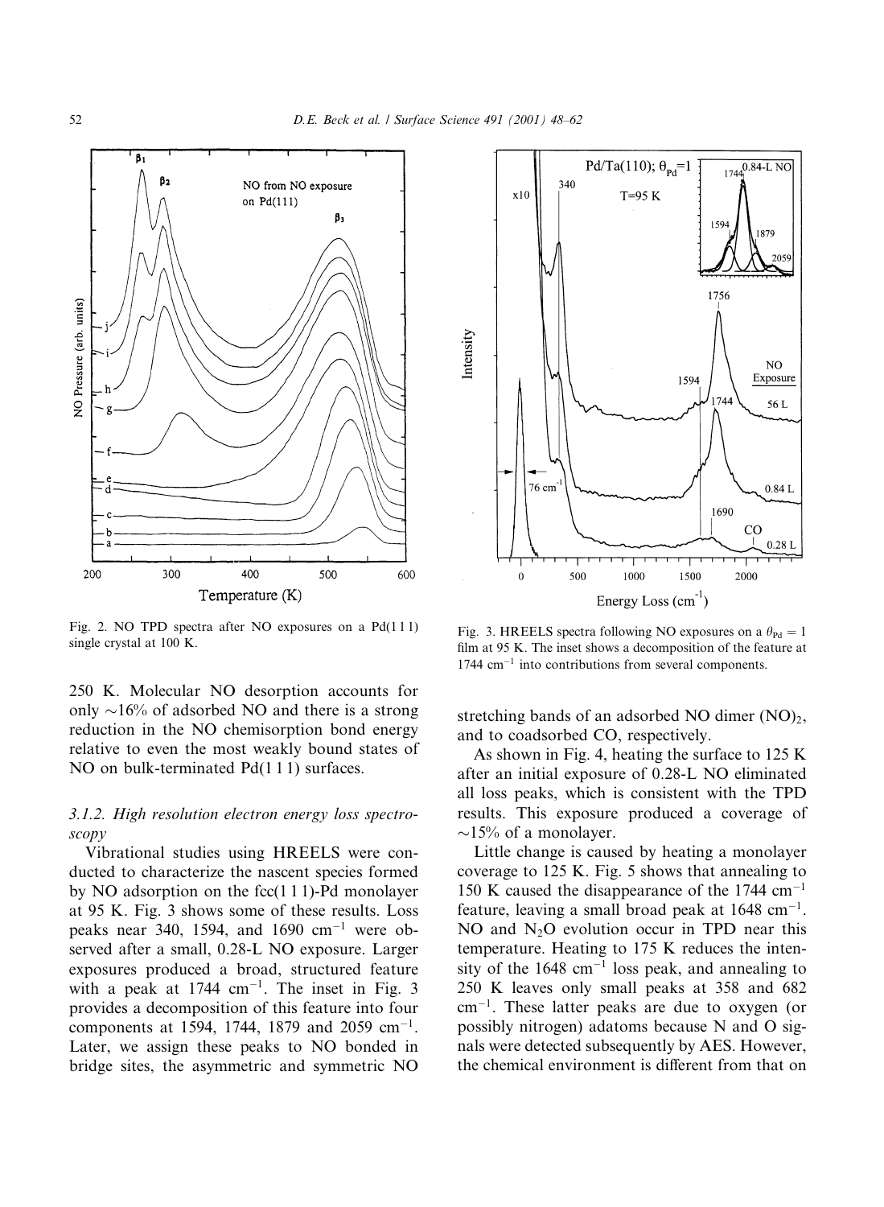Fig. 2. NO TPD spectra after NO exposures on a Pd(1 1 1) single crystal at 100 K.

Fig. 3. HREELS spectra following NO exposures on a $\theta_{Pd} = 1$ film at 95 K. The inset shows a decomposition of the feature at 1744 $cm^{-1}$ into contributions from several components.

250 K. Molecular NO desorption accounts for only ~16% of adsorbed NO and there is a strong reduction in the NO chemisorption bond energy relative to even the most weakly bound states of NO on bulk-terminated Pd(1 1 1) surfaces.

### 3.1.2. High resolution electron energy loss spectroscopy

Vibrational studies using HREELS were conducted to characterize the nascent species formed by NO adsorption on the fcc(1 1 1)-Pd monolayer at 95 K. Fig. 3 shows some of these results. Loss peaks near 340, 1594, and 1690 $cm^{-1}$ were observed after a small, 0.28-L NO exposure. Larger exposures produced a broad, structured feature with a peak at 1744 $cm^{-1}$. The inset in Fig. 3 provides a decomposition of this feature into four components at 1594, 1744, 1879 and 2059 $cm^{-1}$. Later, we assign these peaks to NO bonded in bridge sites, the asymmetric and symmetric NO stretching bands of an adsorbed NO dimer $(NO)_2$, and to coadsorbed CO, respectively.

As shown in Fig. 4, heating the surface to 125 K after an initial exposure of 0.28-L NO eliminated all loss peaks, which is consistent with the TPD results. This exposure produced a coverage of ~15% of a monolayer.

Little change is caused by heating a monolayer coverage to 125 K. Fig. 5 shows that annealing to 150 K caused the disappearance of the 1744 $cm^{-1}$ feature, leaving a small broad peak at 1648 $cm^{-1}$. NO and $N_2O$ evolution occur in TPD near this temperature. Heating to 175 K reduces the intensity of the 1648 $cm^{-1}$ loss peak, and annealing to 250 K leaves only small peaks at 358 and 682 $cm^{-1}$. These latter peaks are due to oxygen (or possibly nitrogen) adatoms because N and O signals were detected subsequently by AES. However, the chemical environment is different from that on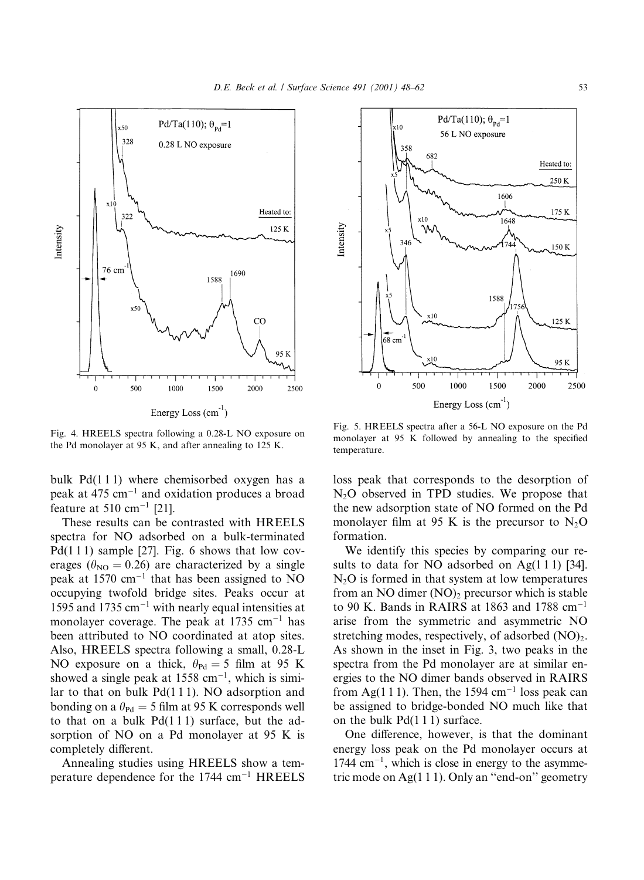Fig. 4. HREELS spectra following a 0.28-L NO exposure on the Pd monolayer at 95 K, and after annealing to 125 K.

Fig. 5. HREELS spectra after a 56-L NO exposure on the Pd monolayer at 95 K followed by annealing to the specified temperature.

bulk Pd(1 1 1) where chemisorbed oxygen has a peak at 475 $cm^{-1}$ and oxidation produces a broad feature at 510 $cm^{-1}$ [21].

These results can be contrasted with HREELS spectra for NO adsorbed on a bulk-terminated Pd(1 1 1) sample [27]. Fig. 6 shows that low coverages ($\theta_{NO} = 0.26$) are characterized by a single peak at 1570 $cm^{-1}$ that has been assigned to NO occupying twofold bridge sites. Peaks occur at 1595 and 1735 $cm^{-1}$ with nearly equal intensities at monolayer coverage. The peak at 1735 $cm^{-1}$ has been attributed to NO coordinated at atop sites. Also, HREELS spectra following a small, 0.28-L NO exposure on a thick, $\theta_{Pd} = 5$ film at 95 K showed a single peak at 1558 $cm^{-1}$, which is similar to that on bulk Pd(1 1 1). NO adsorption and bonding on a $\theta_{Pd} = 5$ film at 95 K corresponds well to that on a bulk Pd(1 1 1) surface, but the adsorption of NO on a Pd monolayer at 95 K is completely different.

Annealing studies using HREELS show a temperature dependence for the 1744 $cm^{-1}$ HREELS loss peak that corresponds to the desorption of $N_2O$ observed in TPD studies. We propose that the new adsorption state of NO formed on the Pd monolayer film at 95 K is the precursor to $N_2O$ formation.

We identify this species by comparing our results to data for NO adsorbed on Ag(1 1 1) [34]. $N_2O$ is formed in that system at low temperatures from an NO dimer $(NO)_2$ precursor which is stable to 90 K. Bands in RAIRS at 1863 and 1788 $cm^{-1}$ arise from the symmetric and asymmetric NO stretching modes, respectively, of adsorbed $(NO)_2$. As shown in the inset in Fig. 3, two peaks in the spectra from the Pd monolayer are at similar energies to the NO dimer bands observed in RAIRS from Ag(1 1 1). Then, the 1594 $cm^{-1}$ loss peak can be assigned to bridge-bonded NO much like that on the bulk Pd(1 1 1) surface.

One difference, however, is that the dominant energy loss peak on the Pd monolayer occurs at 1744 $cm^{-1}$, which is close in energy to the asymmetric mode on Ag(1 1 1). Only an "end-on" geometry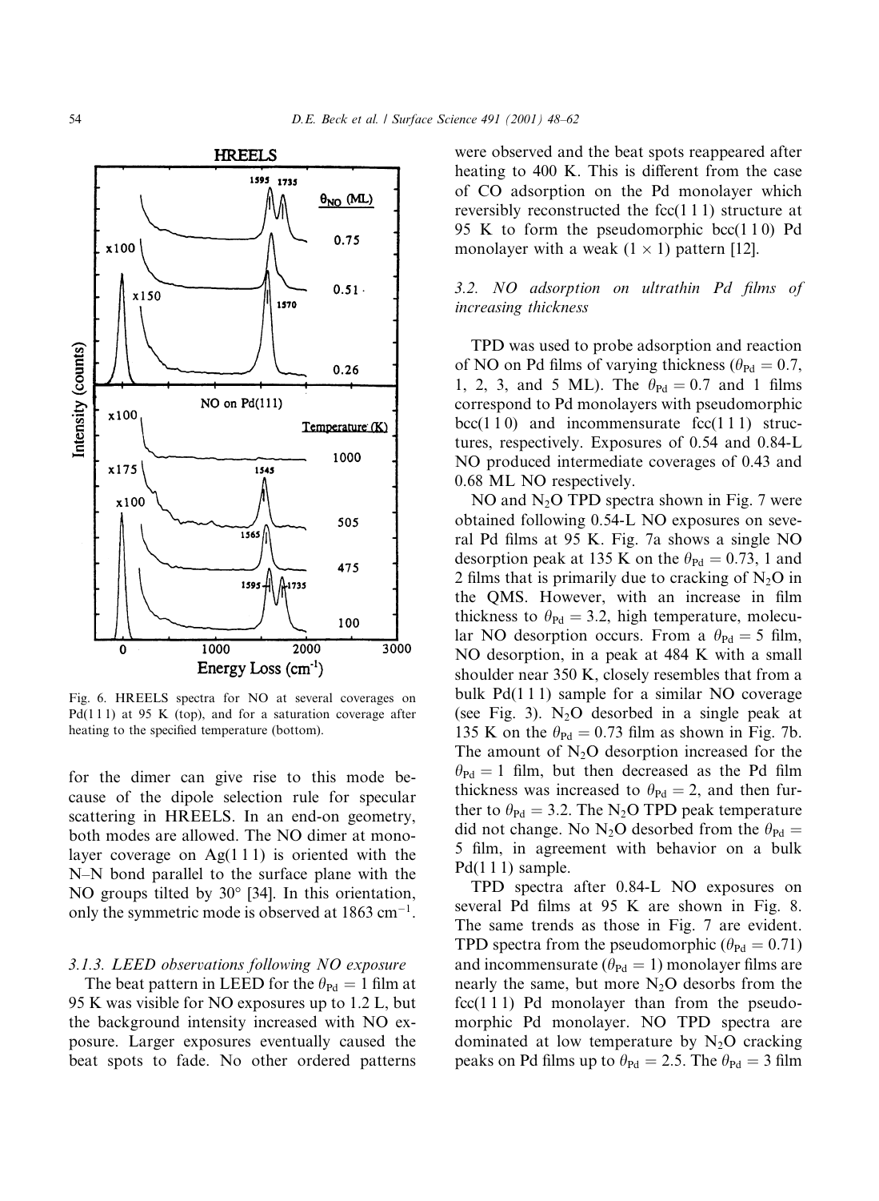Fig. 6. HREELS spectra for NO at several coverages on Pd(1 1 1) at 95 K (top), and for a saturation coverage after heating to the specified temperature (bottom).

for the dimer can give rise to this mode because of the dipole selection rule for specular scattering in HREELS. In an end-on geometry, both modes are allowed. The NO dimer at monolayer coverage on Ag(1 1 1) is oriented with the N–N bond parallel to the surface plane with the NO groups tilted by 30° [34]. In this orientation, only the symmetric mode is observed at 1863 $cm^{-1}$.

#### 3.1.3. LEED observations following NO exposure

The beat pattern in LEED for the $\theta_{Pd} = 1$ film at 95 K was visible for NO exposures up to 1.2 L, but the background intensity increased with NO exposure. Larger exposures eventually caused the beat spots to fade. No other ordered patterns were observed and the beat spots reappeared after heating to 400 K. This is different from the case of CO adsorption on the Pd monolayer which reversibly reconstructed the fcc(1 1 1) structure at 95 K to form the pseudomorphic bcc(1 1 0) Pd monolayer with a weak (1 × 1) pattern [12].

### 3.2. NO adsorption on ultrathin Pd films of increasing thickness

TPD was used to probe adsorption and reaction of NO on Pd films of varying thickness ($\theta_{Pd} = 0.7$, 1, 2, 3, and 5 ML). The $\theta_{Pd} = 0.7$ and 1 films correspond to Pd monolayers with pseudomorphic bcc(1 1 0) and incommensurate fcc(1 1 1) structures, respectively. Exposures of 0.54 and 0.84-L NO produced intermediate coverages of 0.43 and 0.68 ML NO respectively.

NO and $N_2O$ TPD spectra shown in Fig. 7 were obtained following 0.54-L NO exposures on several Pd films at 95 K. Fig. 7a shows a single NO desorption peak at 135 K on the $\theta_{Pd} = 0.73$, 1 and 2 films that is primarily due to cracking of $N_2O$ in the QMS. However, with an increase in film thickness to $\theta_{Pd} = 3.2$, high temperature, molecular NO desorption occurs. From a $\theta_{Pd} = 5$ film, NO desorption, in a peak at 484 K with a small shoulder near 350 K, closely resembles that from a bulk Pd(1 1 1) sample for a similar NO coverage (see Fig. 3). $N_2O$ desorbed in a single peak at 135 K on the $\theta_{Pd} = 0.73$ film as shown in Fig. 7b. The amount of $N_2O$ desorption increased for the $\theta_{Pd} = 1$ film, but then decreased as the Pd film thickness was increased to $\theta_{Pd} = 2$, and then further to $\theta_{Pd} = 3.2$. The $N_2O$ TPD peak temperature did not change. No $N_2O$ desorbed from the $\theta_{Pd} = 5$ film, in agreement with behavior on a bulk Pd(1 1 1) sample.

TPD spectra after 0.84-L NO exposures on several Pd films at 95 K are shown in Fig. 8. The same trends as those in Fig. 7 are evident. TPD spectra from the pseudomorphic ($\theta_{Pd} = 0.71$) and incommensurate ($\theta_{Pd} = 1$) monolayer films are nearly the same, but more $N_2O$ desorbs from the fcc(1 1 1) Pd monolayer than from the pseudomorphic Pd monolayer. NO TPD spectra are dominated at low temperature by $N_2O$ cracking peaks on Pd films up to $\theta_{Pd} = 2.5$. The $\theta_{Pd} = 3$ film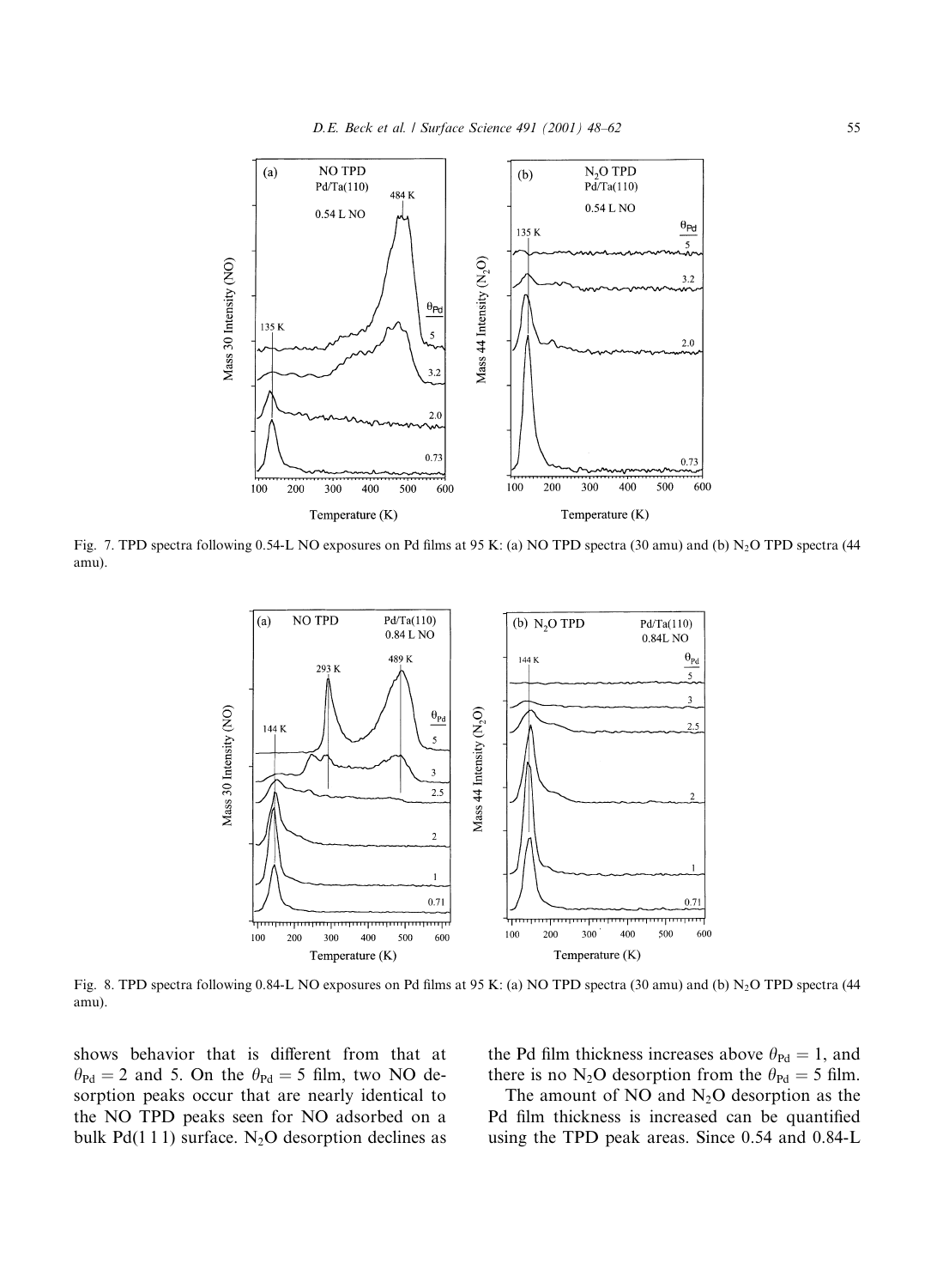Fig. 7. TPD spectra following 0.54-L NO exposures on Pd films at 95 K: (a) NO TPD spectra (30 amu) and (b) $N_2O$ TPD spectra (44 amu).

Fig. 8. TPD spectra following 0.84-L NO exposures on Pd films at 95 K: (a) NO TPD spectra (30 amu) and (b) $N_2O$ TPD spectra (44 amu).

shows behavior that is different from that at $\theta_{Pd} = 2$ and 5. On the $\theta_{Pd} = 5$ film, two NO desorption peaks occur that are nearly identical to the NO TPD peaks seen for NO adsorbed on a bulk Pd(1 1 1) surface. $N_2O$ desorption declines as the Pd film thickness increases above $\theta_{Pd} = 1$, and there is no $N_2O$ desorption from the $\theta_{Pd} = 5$ film.

The amount of NO and $N_2O$ desorption as the Pd film thickness is increased can be quantified using the TPD peak areas. Since 0.54 and 0.84-L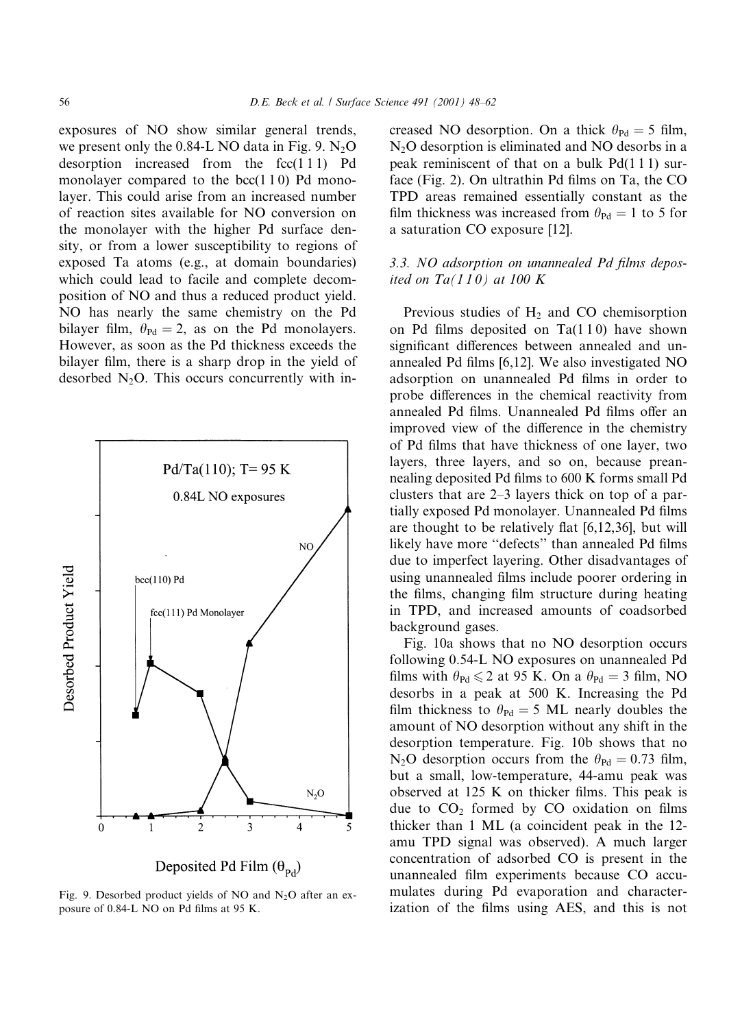exposures of NO show similar general trends, we present only the 0.84-L NO data in Fig. 9. $N_2O$ desorption increased from the fcc(1 1 1) Pd monolayer compared to the bcc(1 1 0) Pd monolayer. This could arise from an increased number of reaction sites available for NO conversion on the monolayer with the higher Pd surface density, or from a lower susceptibility to regions of exposed Ta atoms (e.g., at domain boundaries) which could lead to facile and complete decomposition of NO and thus a reduced product yield. NO has nearly the same chemistry on the Pd bilayer film, $\theta_{Pd} = 2$, as on the Pd monolayers. However, as soon as the Pd thickness exceeds the bilayer film, there is a sharp drop in the yield of desorbed $N_2O$. This occurs concurrently with increased NO desorption. On a thick $\theta_{Pd} = 5$ film, $N_2O$ desorption is eliminated and NO desorbs in a peak reminiscent of that on a bulk Pd(1 1 1) surface (Fig. 2). On ultrathin Pd films on Ta, the CO TPD areas remained essentially constant as the film thickness was increased from $\theta_{Pd} = 1$ to 5 for a saturation CO exposure [12].

Fig. 9. Desorbed product yields of NO and $N_2O$ after an exposure of 0.84-L NO on Pd films at 95 K.

### *3.3. NO adsorption on unannealed Pd films deposited on Ta(1 1 0) at 100 K*

Previous studies of $H_2$ and CO chemisorption on Pd films deposited on Ta(1 1 0) have shown significant differences between annealed and unannealed Pd films [6,12]. We also investigated NO adsorption on unannealed Pd films in order to probe differences in the chemical reactivity from annealed Pd films. Unannealed Pd films offer an improved view of the difference in the chemistry of Pd films that have thickness of one layer, two layers, three layers, and so on, because preannealing deposited Pd films to 600 K forms small Pd clusters that are 2–3 layers thick on top of a partially exposed Pd monolayer. Unannealed Pd films are thought to be relatively flat [6,12,36], but will likely have more "defects" than annealed Pd films due to imperfect layering. Other disadvantages of using unannealed films include poorer ordering in the films, changing film structure during heating in TPD, and increased amounts of coadsorbed background gases.

Fig. 10a shows that no NO desorption occurs following 0.54-L NO exposures on unannealed Pd films with $\theta_{Pd} \leqslant 2$ at 95 K. On a $\theta_{Pd} = 3$ film, NO desorbs in a peak at 500 K. Increasing the Pd film thickness to $\theta_{Pd} = 5$ ML nearly doubles the amount of NO desorption without any shift in the desorption temperature. Fig. 10b shows that no $N_2O$ desorption occurs from the $\theta_{Pd} = 0.73$ film, but a small, low-temperature, 44-amu peak was observed at 125 K on thicker films. This peak is due to $CO_2$ formed by CO oxidation on films thicker than 1 ML (a coincident peak in the 12-amu TPD signal was observed). A much larger concentration of adsorbed CO is present in the unannealed film experiments because CO accumulates during Pd evaporation and characterization of the films using AES, and this is not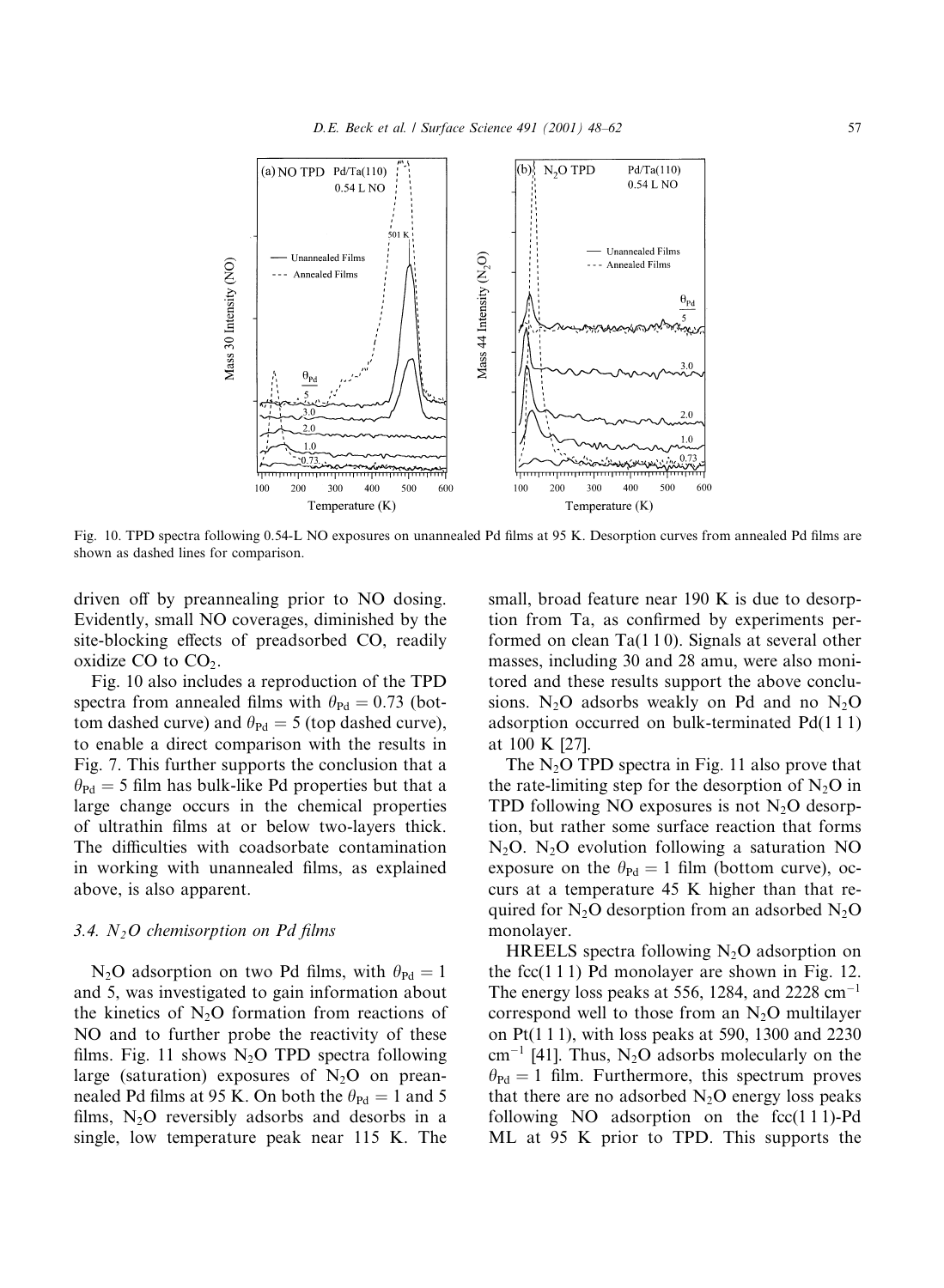Fig. 10. TPD spectra following 0.54-L NO exposures on unannealed Pd films at 95 K. Desorption curves from annealed Pd films are shown as dashed lines for comparison.

driven off by preannealing prior to NO dosing. Evidently, small NO coverages, diminished by the site-blocking effects of preadsorbed CO, readily oxidize CO to $CO_2$.

Fig. 10 also includes a reproduction of the TPD spectra from annealed films with $\theta_{Pd} = 0.73$ (bottom dashed curve) and $\theta_{Pd} = 5$ (top dashed curve), to enable a direct comparison with the results in Fig. 7. This further supports the conclusion that a $\theta_{Pd} = 5$ film has bulk-like Pd properties but that a large change occurs in the chemical properties of ultrathin films at or below two-layers thick. The difficulties with coadsorbate contamination in working with unannealed films, as explained above, is also apparent.

### 3.4. $N_2O$ chemisorption on Pd films

$N_2O$ adsorption on two Pd films, with $\theta_{Pd} = 1$ and 5, was investigated to gain information about the kinetics of $N_2O$ formation from reactions of NO and to further probe the reactivity of these films. Fig. 11 shows $N_2O$ TPD spectra following large (saturation) exposures of $N_2O$ on preannealed Pd films at 95 K. On both the $\theta_{Pd} = 1$ and 5 films, $N_2O$ reversibly adsorbs and desorbs in a single, low temperature peak near 115 K. The small, broad feature near 190 K is due to desorption from Ta, as confirmed by experiments performed on clean Ta(1 1 0). Signals at several other masses, including 30 and 28 amu, were also monitored and these results support the above conclusions. $N_2O$ adsorbs weakly on Pd and no $N_2O$ adsorption occurred on bulk-terminated Pd(1 1 1) at 100 K [27].

The $N_2O$ TPD spectra in Fig. 11 also prove that the rate-limiting step for the desorption of $N_2O$ in TPD following NO exposures is not $N_2O$ desorption, but rather some surface reaction that forms $N_2O$. $N_2O$ evolution following a saturation NO exposure on the $\theta_{Pd} = 1$ film (bottom curve), occurs at a temperature 45 K higher than that required for $N_2O$ desorption from an adsorbed $N_2O$ monolayer.

HREELS spectra following $N_2O$ adsorption on the fcc(1 1 1) Pd monolayer are shown in Fig. 12. The energy loss peaks at 556, 1284, and 2228 $cm^{-1}$ correspond well to those from an $N_2O$ multilayer on Pt(1 1 1), with loss peaks at 590, 1300 and 2230 $cm^{-1}$ [41]. Thus, $N_2O$ adsorbs molecularly on the $\theta_{Pd} = 1$ film. Furthermore, this spectrum proves that there are no adsorbed $N_2O$ energy loss peaks following NO adsorption on the fcc(1 1 1)-Pd ML at 95 K prior to TPD. This supports the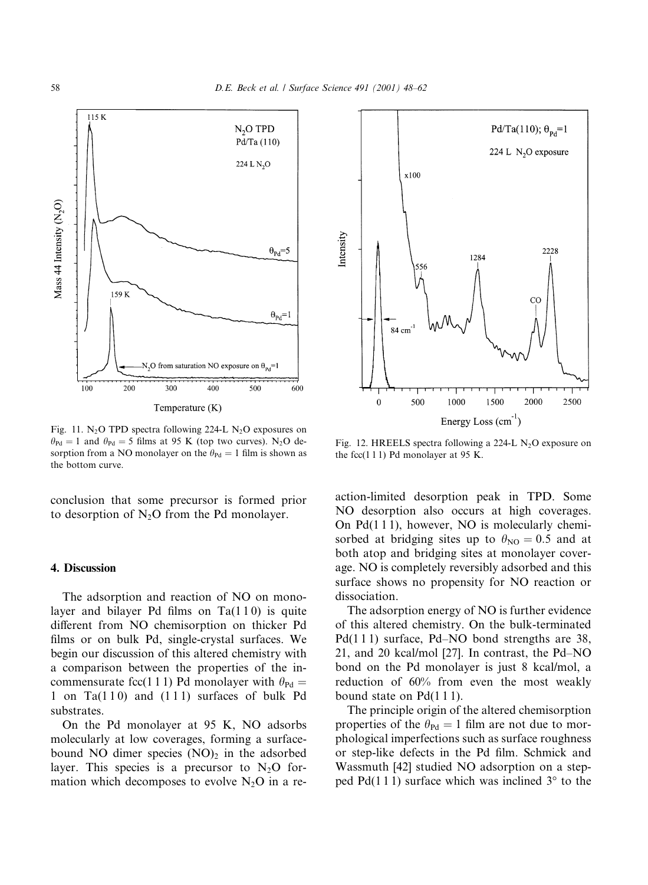Fig. 11. $N_2O$ TPD spectra following 224-L $N_2O$ exposures on $\theta_{Pd} = 1$ and $\theta_{Pd} = 5$ films at 95 K (top two curves). $N_2O$ desorption from a NO monolayer on the $\theta_{Pd} = 1$ film is shown as the bottom curve.

Fig. 12. HREELS spectra following a 224-L $N_2O$ exposure on the fcc(1 1 1) Pd monolayer at 95 K.

conclusion that some precursor is formed prior to desorption of $N_2O$ from the Pd monolayer.

## 4. Discussion

The adsorption and reaction of NO on monolayer and bilayer Pd films on Ta(1 1 0) is quite different from NO chemisorption on thicker Pd films or on bulk Pd, single-crystal surfaces. We begin our discussion of this altered chemistry with a comparison between the properties of the incommensurate fcc(1 1 1) Pd monolayer with $\theta_{Pd} = 1$ on Ta(1 1 0) and (1 1 1) surfaces of bulk Pd substrates.

On the Pd monolayer at 95 K, NO adsorbs molecularly at low coverages, forming a surface-bound NO dimer species $(NO)_2$ in the adsorbed layer. This species is a precursor to $N_2O$ formation which decomposes to evolve $N_2O$ in a reaction-limited desorption peak in TPD. Some NO desorption also occurs at high coverages. On Pd(1 1 1), however, NO is molecularly chemisorbed at bridging sites up to $\theta_{NO} = 0.5$ and at both atop and bridging sites at monolayer coverage. NO is completely reversibly adsorbed and this surface shows no propensity for NO reaction or dissociation.

The adsorption energy of NO is further evidence of this altered chemistry. On the bulk-terminated Pd(1 1 1) surface, Pd–NO bond strengths are 38, 21, and 20 kcal/mol [27]. In contrast, the Pd–NO bond on the Pd monolayer is just 8 kcal/mol, a reduction of 60% from even the most weakly bound state on Pd(1 1 1).

The principle origin of the altered chemisorption properties of the $\theta_{Pd} = 1$ film are not due to morphological imperfections such as surface roughness or step-like defects in the Pd film. Schmick and Wassmuth [42] studied NO adsorption on a stepped Pd(1 1 1) surface which was inclined 3° to the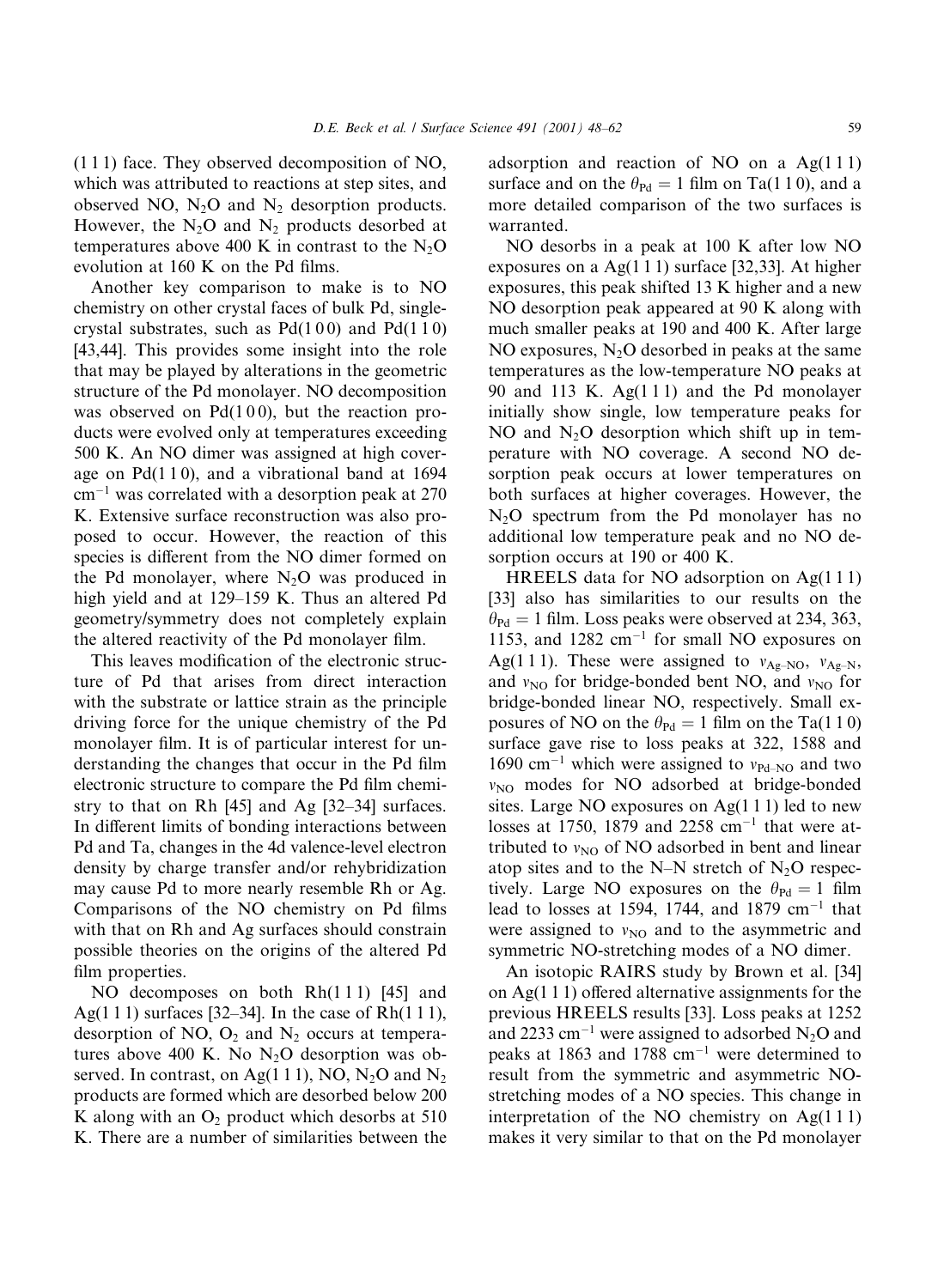(1 1 1) face. They observed decomposition of NO, which was attributed to reactions at step sites, and observed NO, $N_2O$ and $N_2$ desorption products. However, the $N_2O$ and $N_2$ products desorbed at temperatures above 400 K in contrast to the $N_2O$ evolution at 160 K on the Pd films.

Another key comparison to make is to NO chemistry on other crystal faces of bulk Pd, single-crystal substrates, such as Pd(1 0 0) and Pd(1 1 0) [43,44]. This provides some insight into the role that may be played by alterations in the geometric structure of the Pd monolayer. NO decomposition was observed on Pd(1 0 0), but the reaction products were evolved only at temperatures exceeding 500 K. An NO dimer was assigned at high coverage on Pd(1 1 0), and a vibrational band at 1694 $cm^{-1}$ was correlated with a desorption peak at 270 K. Extensive surface reconstruction was also proposed to occur. However, the reaction of this species is different from the NO dimer formed on the Pd monolayer, where $N_2O$ was produced in high yield and at 129–159 K. Thus an altered Pd geometry/symmetry does not completely explain the altered reactivity of the Pd monolayer film.

This leaves modification of the electronic structure of Pd that arises from direct interaction with the substrate or lattice strain as the principle driving force for the unique chemistry of the Pd monolayer film. It is of particular interest for understanding the changes that occur in the Pd film electronic structure to compare the Pd film chemistry to that on Rh [45] and Ag [32–34] surfaces. In different limits of bonding interactions between Pd and Ta, changes in the 4d valence-level electron density by charge transfer and/or rehybridization may cause Pd to more nearly resemble Rh or Ag. Comparisons of the NO chemistry on Pd films with that on Rh and Ag surfaces should constrain possible theories on the origins of the altered Pd film properties.

NO decomposes on both Rh(1 1 1) [45] and Ag(1 1 1) surfaces [32–34]. In the case of Rh(1 1 1), desorption of NO, $O_2$ and $N_2$ occurs at temperatures above 400 K. No $N_2O$ desorption was observed. In contrast, on Ag(1 1 1), NO, $N_2O$ and $N_2$ products are formed which are desorbed below 200 K along with an $O_2$ product which desorbs at 510 K. There are a number of similarities between the adsorption and reaction of NO on a Ag(1 1 1) surface and on the $\theta_{Pd} = 1$ film on Ta(1 1 0), and a more detailed comparison of the two surfaces is warranted.

NO desorbs in a peak at 100 K after low NO exposures on a Ag(1 1 1) surface [32,33]. At higher exposures, this peak shifted 13 K higher and a new NO desorption peak appeared at 90 K along with much smaller peaks at 190 and 400 K. After large NO exposures, $N_2O$ desorbed in peaks at the same temperatures as the low-temperature NO peaks at 90 and 113 K. Ag(1 1 1) and the Pd monolayer initially show single, low temperature peaks for NO and $N_2O$ desorption which shift up in temperature with NO coverage. A second NO desorption peak occurs at lower temperatures on both surfaces at higher coverages. However, the $N_2O$ spectrum from the Pd monolayer has no additional low temperature peak and no NO desorption occurs at 190 or 400 K.

HREELS data for NO adsorption on Ag(1 1 1) [33] also has similarities to our results on the $\theta_{Pd} = 1$ film. Loss peaks were observed at 234, 363, 1153, and 1282 $cm^{-1}$ for small NO exposures on Ag(1 1 1). These were assigned to $\nu_{Ag–NO}$, $\nu_{Ag–N}$, and $\nu_{NO}$ for bridge-bonded bent NO, and $\nu_{NO}$ for bridge-bonded linear NO, respectively. Small exposures of NO on the $\theta_{Pd} = 1$ film on the Ta(1 1 0) surface gave rise to loss peaks at 322, 1588 and 1690 $cm^{-1}$ which were assigned to $\nu_{Pd–NO}$ and two $\nu_{NO}$ modes for NO adsorbed at bridge-bonded sites. Large NO exposures on Ag(1 1 1) led to new losses at 1750, 1879 and 2258 $cm^{-1}$ that were attributed to $\nu_{NO}$ of NO adsorbed in bent and linear atop sites and to the N–N stretch of $N_2O$ respectively. Large NO exposures on the $\theta_{Pd} = 1$ film lead to losses at 1594, 1744, and 1879 $cm^{-1}$ that were assigned to $\nu_{NO}$ and to the asymmetric and symmetric NO-stretching modes of a NO dimer.

An isotopic RAIRS study by Brown et al. [34] on Ag(1 1 1) offered alternative assignments for the previous HREELS results [33]. Loss peaks at 1252 and 2233 $cm^{-1}$ were assigned to adsorbed $N_2O$ and peaks at 1863 and 1788 $cm^{-1}$ were determined to result from the symmetric and asymmetric NO-stretching modes of a NO species. This change in interpretation of the NO chemistry on Ag(1 1 1) makes it very similar to that on the Pd monolayer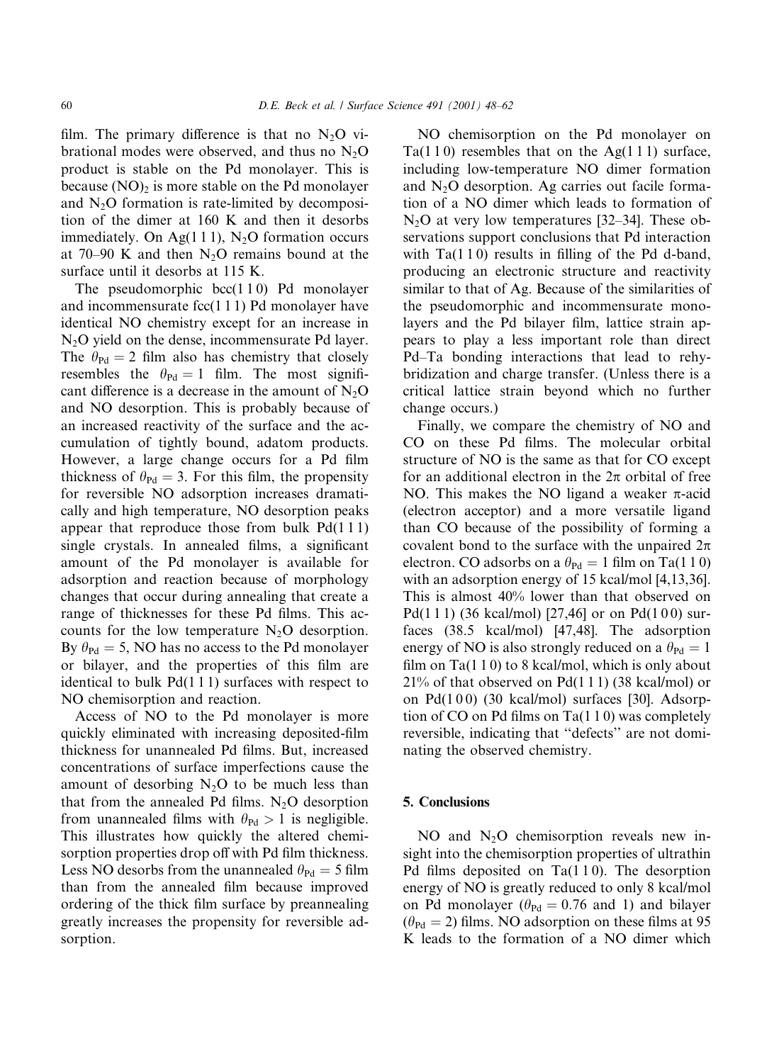film. The primary difference is that no $N_2O$ vibrational modes were observed, and thus no $N_2O$ product is stable on the Pd monolayer. This is because $(NO)_2$ is more stable on the Pd monolayer and $N_2O$ formation is rate-limited by decomposition of the dimer at 160 K and then it desorbs immediately. On Ag(1 1 1), $N_2O$ formation occurs at 70–90 K and then $N_2O$ remains bound at the surface until it desorbs at 115 K.

The pseudomorphic bcc(1 1 0) Pd monolayer and incommensurate fcc(1 1 1) Pd monolayer have identical NO chemistry except for an increase in $N_2O$ yield on the dense, incommensurate Pd layer. The $\theta_{Pd} = 2$ film also has chemistry that closely resembles the $\theta_{Pd} = 1$ film. The most significant difference is a decrease in the amount of $N_2O$ and NO desorption. This is probably because of an increased reactivity of the surface and the accumulation of tightly bound, adatom products. However, a large change occurs for a Pd film thickness of $\theta_{Pd} = 3$. For this film, the propensity for reversible NO adsorption increases dramatically and high temperature, NO desorption peaks appear that reproduce those from bulk Pd(1 1 1) single crystals. In annealed films, a significant amount of the Pd monolayer is available for adsorption and reaction because of morphology changes that occur during annealing that create a range of thicknesses for these Pd films. This accounts for the low temperature $N_2O$ desorption. By $\theta_{Pd} = 5$, NO has no access to the Pd monolayer or bilayer, and the properties of this film are identical to bulk Pd(1 1 1) surfaces with respect to NO chemisorption and reaction.

Access of NO to the Pd monolayer is more quickly eliminated with increasing deposited-film thickness for unannealed Pd films. But, increased concentrations of surface imperfections cause the amount of desorbing $N_2O$ to be much less than that from the annealed Pd films. $N_2O$ desorption from unannealed films with $\theta_{Pd} > 1$ is negligible. This illustrates how quickly the altered chemisorption properties drop off with Pd film thickness. Less NO desorbs from the unannealed $\theta_{Pd} = 5$ film than from the annealed film because improved ordering of the thick film surface by preannealing greatly increases the propensity for reversible adsorption.

NO chemisorption on the Pd monolayer on Ta(1 1 0) resembles that on the Ag(1 1 1) surface, including low-temperature NO dimer formation and $N_2O$ desorption. Ag carries out facile formation of a NO dimer which leads to formation of $N_2O$ at very low temperatures [32–34]. These observations support conclusions that Pd interaction with Ta(1 1 0) results in filling of the Pd d-band, producing an electronic structure and reactivity similar to that of Ag. Because of the similarities of the pseudomorphic and incommensurate monolayers and the Pd bilayer film, lattice strain appears to play a less important role than direct Pd–Ta bonding interactions that lead to rehybridization and charge transfer. (Unless there is a critical lattice strain beyond which no further change occurs.)

Finally, we compare the chemistry of NO and CO on these Pd films. The molecular orbital structure of NO is the same as that for CO except for an additional electron in the $2\pi$ orbital of free NO. This makes the NO ligand a weaker $\pi$-acid (electron acceptor) and a more versatile ligand than CO because of the possibility of forming a covalent bond to the surface with the unpaired $2\pi$ electron. CO adsorbs on a $\theta_{Pd} = 1$ film on Ta(1 1 0) with an adsorption energy of 15 kcal/mol [4,13,36]. This is almost 40% lower than that observed on Pd(1 1 1) (36 kcal/mol) [27,46] or on Pd(1 0 0) surfaces (38.5 kcal/mol) [47,48]. The adsorption energy of NO is also strongly reduced on a $\theta_{Pd} = 1$ film on Ta(1 1 0) to 8 kcal/mol, which is only about 21% of that observed on Pd(1 1 1) (38 kcal/mol) or on Pd(1 0 0) (30 kcal/mol) surfaces [30]. Adsorption of CO on Pd films on Ta(1 1 0) was completely reversible, indicating that "defects" are not dominating the observed chemistry.

## 5. Conclusions

NO and $N_2O$ chemisorption reveals new insight into the chemisorption properties of ultrathin Pd films deposited on Ta(1 1 0). The desorption energy of NO is greatly reduced to only 8 kcal/mol on Pd monolayer ($\theta_{Pd} = 0.76$ and 1) and bilayer ($\theta_{Pd} = 2$) films. NO adsorption on these films at 95 K leads to the formation of a NO dimer which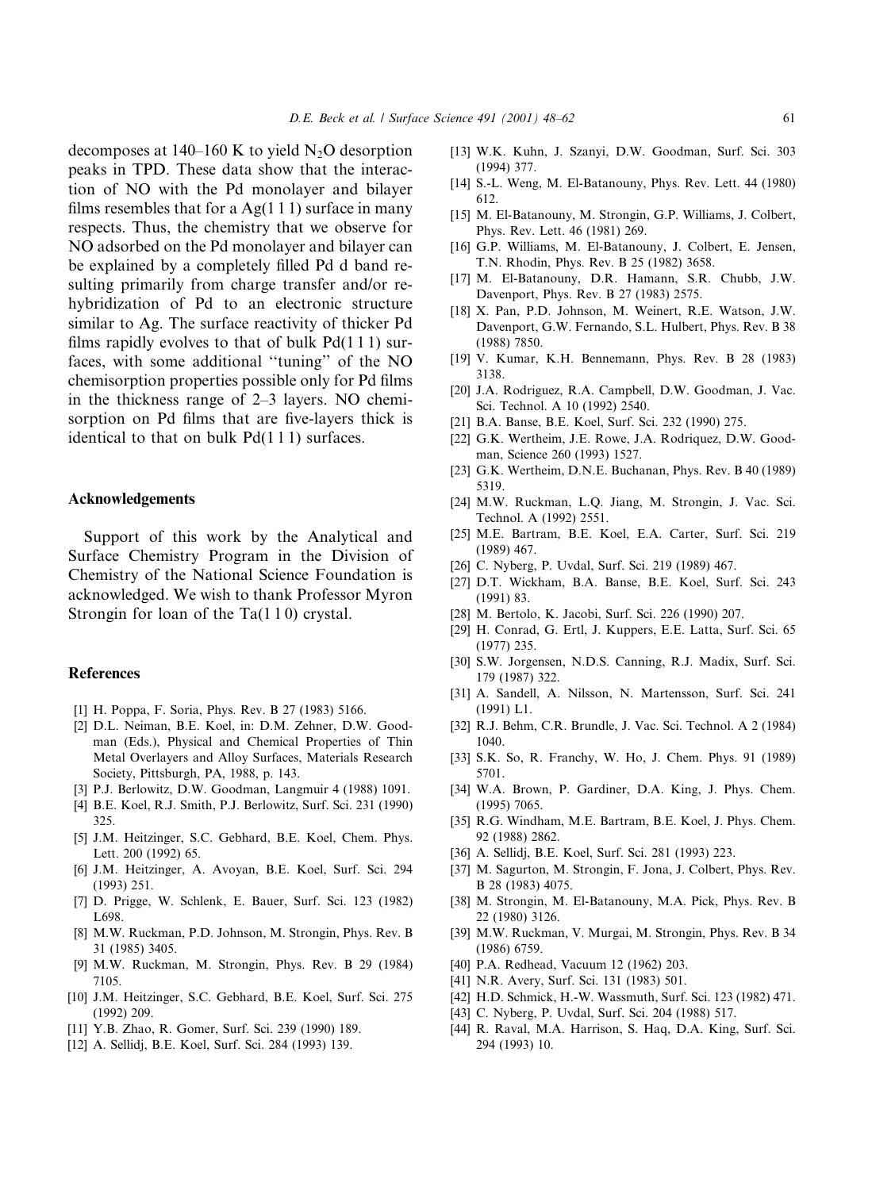decomposes at 140–160 K to yield $N_2O$ desorption peaks in TPD. These data show that the interaction of NO with the Pd monolayer and bilayer films resembles that for a Ag(1 1 1) surface in many respects. Thus, the chemistry that we observe for NO adsorbed on the Pd monolayer and bilayer can be explained by a completely filled Pd d band resulting primarily from charge transfer and/or rehybridization of Pd to an electronic structure similar to Ag. The surface reactivity of thicker Pd films rapidly evolves to that of bulk Pd(1 1 1) surfaces, with some additional ''tuning'' of the NO chemisorption properties possible only for Pd films in the thickness range of 2–3 layers. NO chemisorption on Pd films that are five-layers thick is identical to that on bulk Pd(1 1 1) surfaces.

## Acknowledgements

Support of this work by the Analytical and Surface Chemistry Program in the Division of Chemistry of the National Science Foundation is acknowledged. We wish to thank Professor Myron Strongin for loan of the Ta(1 1 0) crystal.

## References

[1] H. Poppa, F. Soria, Phys. Rev. B 27 (1983) 5166.
[2] D.L. Neiman, B.E. Koel, in: D.M. Zehner, D.W. Goodman (Eds.), Physical and Chemical Properties of Thin Metal Overlayers and Alloy Surfaces, Materials Research Society, Pittsburgh, PA, 1988, p. 143.
[3] P.J. Berlowitz, D.W. Goodman, Langmuir 4 (1988) 1091.
[4] B.E. Koel, R.J. Smith, P.J. Berlowitz, Surf. Sci. 231 (1990) 325.
[5] J.M. Heitzinger, S.C. Gebhard, B.E. Koel, Chem. Phys. Lett. 200 (1992) 65.
[6] J.M. Heitzinger, A. Avoyan, B.E. Koel, Surf. Sci. 294 (1993) 251.
[7] D. Prigge, W. Schlenk, E. Bauer, Surf. Sci. 123 (1982) L698.
[8] M.W. Ruckman, P.D. Johnson, M. Strongin, Phys. Rev. B 31 (1985) 3405.
[9] M.W. Ruckman, M. Strongin, Phys. Rev. B 29 (1984) 7105.
[10] J.M. Heitzinger, S.C. Gebhard, B.E. Koel, Surf. Sci. 275 (1992) 209.
[11] Y.B. Zhao, R. Gomer, Surf. Sci. 239 (1990) 189.
[12] A. Sellidj, B.E. Koel, Surf. Sci. 284 (1993) 139.
[13] W.K. Kuhn, J. Szanyi, D.W. Goodman, Surf. Sci. 303 (1994) 377.
[14] S.-L. Weng, M. El-Batanouny, Phys. Rev. Lett. 44 (1980) 612.
[15] M. El-Batanouny, M. Strongin, G.P. Williams, J. Colbert, Phys. Rev. Lett. 46 (1981) 269.
[16] G.P. Williams, M. El-Batanouny, J. Colbert, E. Jensen, T.N. Rhodin, Phys. Rev. B 25 (1982) 3658.
[17] M. El-Batanouny, D.R. Hamann, S.R. Chubb, J.W. Davenport, Phys. Rev. B 27 (1983) 2575.
[18] X. Pan, P.D. Johnson, M. Weinert, R.E. Watson, J.W. Davenport, G.W. Fernando, S.L. Hulbert, Phys. Rev. B 38 (1988) 7850.
[19] V. Kumar, K.H. Bennemann, Phys. Rev. B 28 (1983) 3138.
[20] J.A. Rodriguez, R.A. Campbell, D.W. Goodman, J. Vac. Sci. Technol. A 10 (1992) 2540.
[21] B.A. Banse, B.E. Koel, Surf. Sci. 232 (1990) 275.
[22] G.K. Wertheim, J.E. Rowe, J.A. Rodriquez, D.W. Goodman, Science 260 (1993) 1527.
[23] G.K. Wertheim, D.N.E. Buchanan, Phys. Rev. B 40 (1989) 5319.
[24] M.W. Ruckman, L.Q. Jiang, M. Strongin, J. Vac. Sci. Technol. A (1992) 2551.
[25] M.E. Bartram, B.E. Koel, E.A. Carter, Surf. Sci. 219 (1989) 467.
[26] C. Nyberg, P. Uvdal, Surf. Sci. 219 (1989) 467.
[27] D.T. Wickham, B.A. Banse, B.E. Koel, Surf. Sci. 243 (1991) 83.
[28] M. Bertolo, K. Jacobi, Surf. Sci. 226 (1990) 207.
[29] H. Conrad, G. Ertl, J. Kuppers, E.E. Latta, Surf. Sci. 65 (1977) 235.
[30] S.W. Jorgensen, N.D.S. Canning, R.J. Madix, Surf. Sci. 179 (1987) 322.
[31] A. Sandell, A. Nilsson, N. Martensson, Surf. Sci. 241 (1991) L1.
[32] R.J. Behm, C.R. Brundle, J. Vac. Sci. Technol. A 2 (1984) 1040.
[33] S.K. So, R. Franchy, W. Ho, J. Chem. Phys. 91 (1989) 5701.
[34] W.A. Brown, P. Gardiner, D.A. King, J. Phys. Chem. (1995) 7065.
[35] R.G. Windham, M.E. Bartram, B.E. Koel, J. Phys. Chem. 92 (1988) 2862.
[36] A. Sellidj, B.E. Koel, Surf. Sci. 281 (1993) 223.
[37] M. Sagurton, M. Strongin, F. Jona, J. Colbert, Phys. Rev. B 28 (1983) 4075.
[38] M. Strongin, M. El-Batanouny, M.A. Pick, Phys. Rev. B 22 (1980) 3126.
[39] M.W. Ruckman, V. Murgai, M. Strongin, Phys. Rev. B 34 (1986) 6759.
[40] P.A. Redhead, Vacuum 12 (1962) 203.
[41] N.R. Avery, Surf. Sci. 131 (1983) 501.
[42] H.D. Schmick, H.-W. Wassmuth, Surf. Sci. 123 (1982) 471.
[43] C. Nyberg, P. Uvdal, Surf. Sci. 204 (1988) 517.
[44] R. Raval, M.A. Harrison, S. Haq, D.A. King, Surf. Sci. 294 (1993) 10.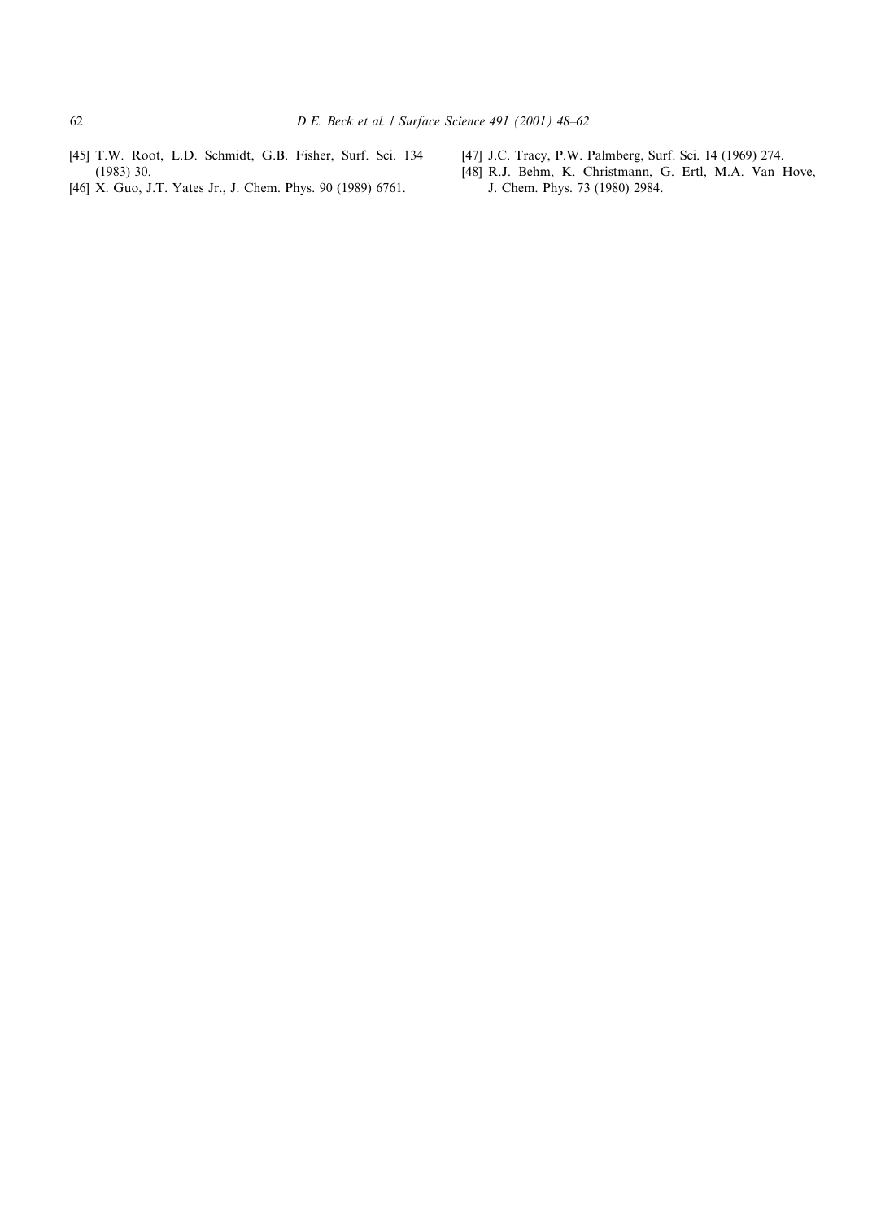[45] T.W. Root, L.D. Schmidt, G.B. Fisher, Surf. Sci. 134 (1983) 30.

[46] X. Guo, J.T. Yates Jr., J. Chem. Phys. 90 (1989) 6761.

[47] J.C. Tracy, P.W. Palmberg, Surf. Sci. 14 (1969) 274.

[48] R.J. Behm, K. Christmann, G. Ertl, M.A. Van Hove, J. Chem. Phys. 73 (1980) 2984.